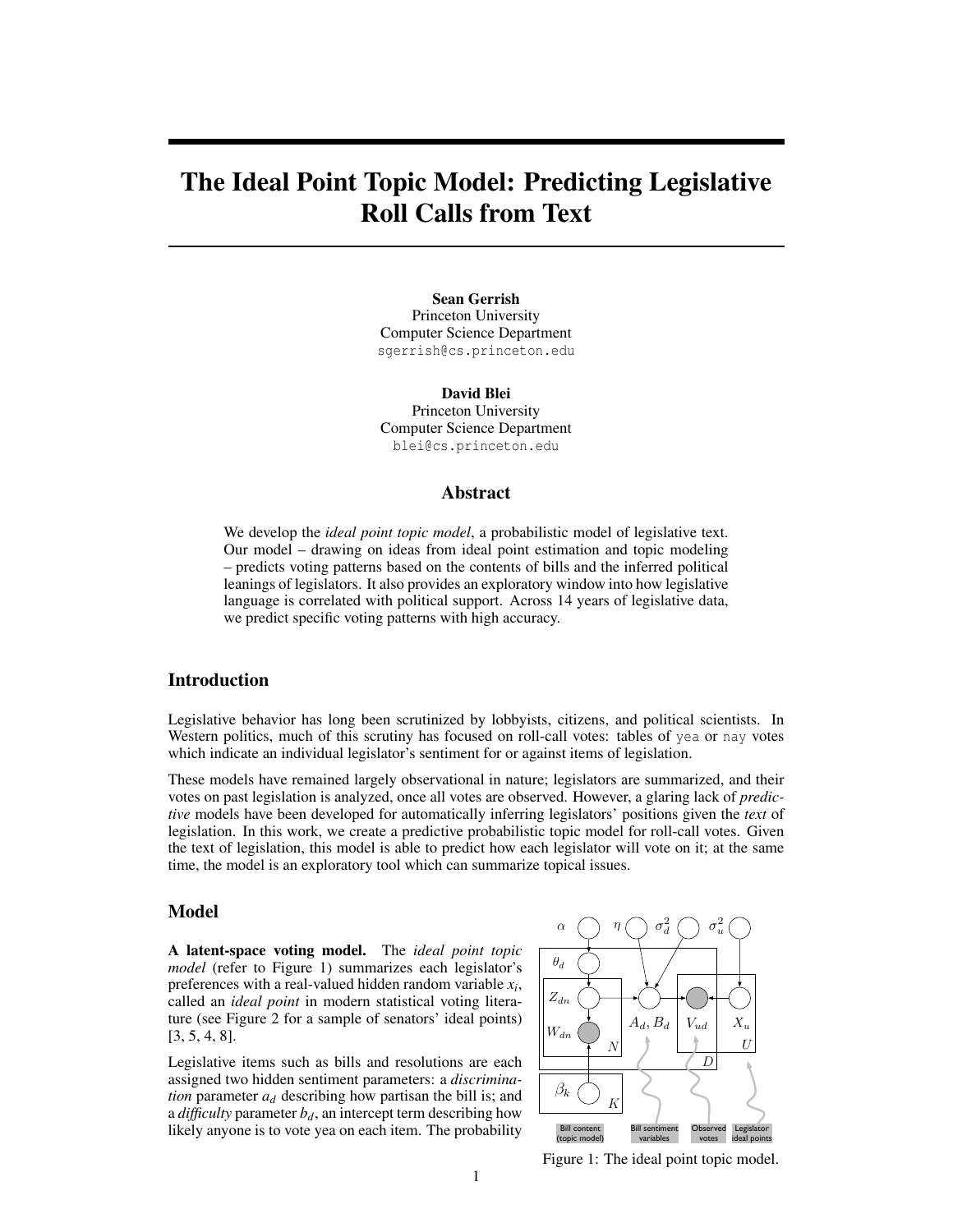# The Ideal Point Topic Model: Predicting Legislative Roll Calls from Text

**Sean Gerrish**
Princeton University
Computer Science Department
sgerrish@cs.princeton.edu

**David Blei**
Princeton University
Computer Science Department
blei@cs.princeton.edu

## Abstract

We develop the *ideal point topic model*, a probabilistic model of legislative text. Our model – drawing on ideas from ideal point estimation and topic modeling – predicts voting patterns based on the contents of bills and the inferred political leanings of legislators. It also provides an exploratory window into how legislative language is correlated with political support. Across 14 years of legislative data, we predict specific voting patterns with high accuracy.

## Introduction

Legislative behavior has long been scrutinized by lobbyists, citizens, and political scientists. In Western politics, much of this scrutiny has focused on roll-call votes: tables of `yea` or `nay` votes which indicate an individual legislator's sentiment for or against items of legislation.

These models have remained largely observational in nature; legislators are summarized, and their votes on past legislation is analyzed, once all votes are observed. However, a glaring lack of *predictive* models have been developed for automatically inferring legislators' positions given the *text* of legislation. In this work, we create a predictive probabilistic topic model for roll-call votes. Given the text of legislation, this model is able to predict how each legislator will vote on it; at the same time, the model is an exploratory tool which can summarize topical issues.

## Model

**A latent-space voting model.** The *ideal point topic model* (refer to Figure 1) summarizes each legislator's preferences with a real-valued hidden random variable $x_i$, called an *ideal point* in modern statistical voting literature (see Figure 2 for a sample of senators' ideal points) [3, 5, 4, 8].

Legislative items such as bills and resolutions are each assigned two hidden sentiment parameters: a *discrimination* parameter $a_d$ describing how partisan the bill is; and a *difficulty* parameter $b_d$, an intercept term describing how likely anyone is to vote yea on each item. The probability

Figure 1: The ideal point topic model.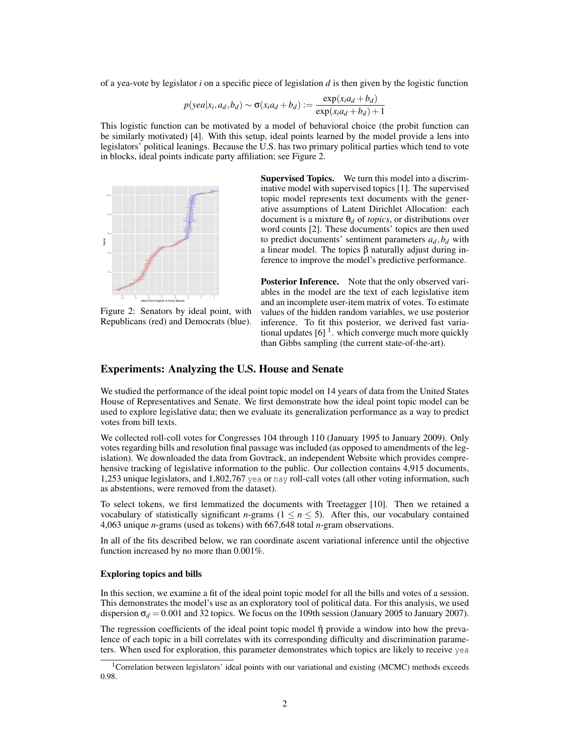of a yea-vote by legislator $i$ on a specific piece of legislation $d$ is then given by the logistic function

$$p(yea|x_i, a_d, b_d) \sim \sigma(x_i a_d + b_d) := \frac{\exp(x_i a_d + b_d)}{\exp(x_i a_d + b_d) + 1}$$

This logistic function can be motivated by a model of behavioral choice (the probit function can be similarly motivated) [4]. With this setup, ideal points learned by the model provide a lens into legislators' political leanings. Because the U.S. has two primary political parties which tend to vote in blocks, ideal points indicate party affiliation; see Figure 2.

Figure 2: Senators by ideal point, with Republicans (red) and Democrats (blue).

**Supervised Topics.** We turn this model into a discriminative model with supervised topics [1]. The supervised topic model represents text documents with the generative assumptions of Latent Dirichlet Allocation: each document is a mixture $\theta_d$ of *topics*, or distributions over word counts [2]. These documents' topics are then used to predict documents' sentiment parameters $a_d, b_d$ with a linear model. The topics $\beta$ naturally adjust during inference to improve the model's predictive performance.

**Posterior Inference.** Note that the only observed variables in the model are the text of each legislative item and an incomplete user-item matrix of votes. To estimate values of the hidden random variables, we use posterior inference. To fit this posterior, we derived fast variational updates [6] [1]. which converge much more quickly than Gibbs sampling (the current state-of-the-art).

## Experiments: Analyzing the U.S. House and Senate

We studied the performance of the ideal point topic model on 14 years of data from the United States House of Representatives and Senate. We first demonstrate how the ideal point topic model can be used to explore legislative data; then we evaluate its generalization performance as a way to predict votes from bill texts.

We collected roll-coll votes for Congresses 104 through 110 (January 1995 to January 2009). Only votes regarding bills and resolution final passage was included (as opposed to amendments of the legislation). We downloaded the data from Govtrack, an independent Website which provides comprehensive tracking of legislative information to the public. Our collection contains 4,915 documents, 1,253 unique legislators, and 1,802,767 `yea` or `nay` roll-call votes (all other voting information, such as abstentions, were removed from the dataset).

To select tokens, we first lemmatized the documents with Treetagger [10]. Then we retained a vocabulary of statistically significant $n$-grams ($1 \leq n \leq 5$). After this, our vocabulary contained 4,063 unique $n$-grams (used as tokens) with 667,648 total $n$-gram observations.

In all of the fits described below, we ran coordinate ascent variational inference until the objective function increased by no more than 0.001%.

### Exploring topics and bills

In this section, we examine a fit of the ideal point topic model for all the bills and votes of a session. This demonstrates the model's use as an exploratory tool of political data. For this analysis, we used dispersion $\sigma_d = 0.001$ and 32 topics. We focus on the 109th session (January 2005 to January 2007).

The regression coefficients of the ideal point topic model $\hat{\eta}$ provide a window into how the prevalence of each topic in a bill correlates with its corresponding difficulty and discrimination parameters. When used for exploration, this parameter demonstrates which topics are likely to receive `yea`

[1] Correlation between legislators' ideal points with our variational and existing (MCMC) methods exceeds 0.98.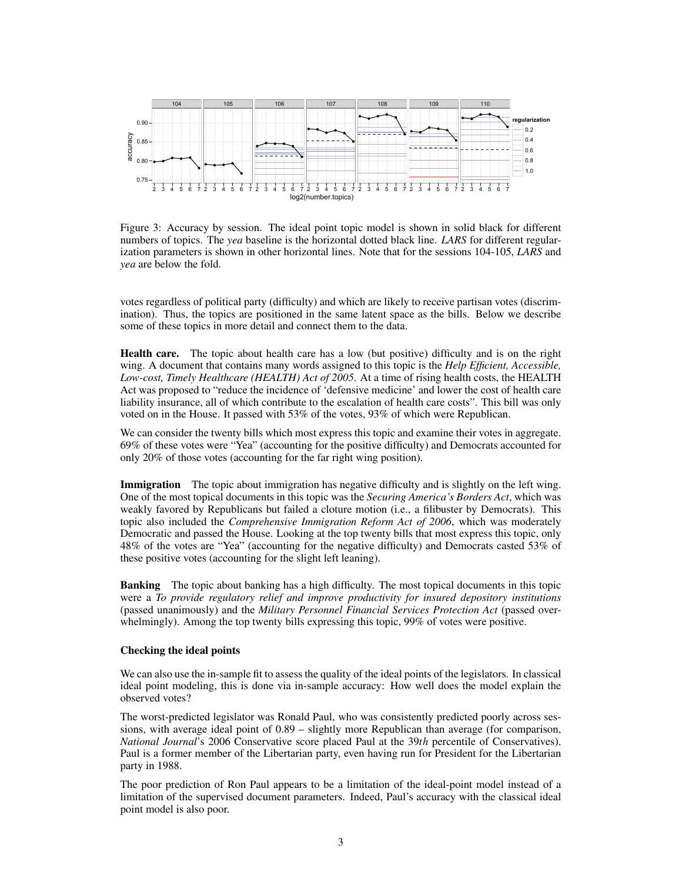Figure 3: Accuracy by session. The ideal point topic model is shown in solid black for different numbers of topics. The *yea* baseline is the horizontal dotted black line. *LARS* for different regularization parameters is shown in other horizontal lines. Note that for the sessions 104-105, *LARS* and *yea* are below the fold.

votes regardless of political party (difficulty) and which are likely to receive partisan votes (discrimination). Thus, the topics are positioned in the same latent space as the bills. Below we describe some of these topics in more detail and connect them to the data.

**Health care.** The topic about health care has a low (but positive) difficulty and is on the right wing. A document that contains many words assigned to this topic is the *Help Efficient, Accessible, Low-cost, Timely Healthcare (HEALTH) Act of 2005*. At a time of rising health costs, the HEALTH Act was proposed to "reduce the incidence of 'defensive medicine' and lower the cost of health care liability insurance, all of which contribute to the escalation of health care costs". This bill was only voted on in the House. It passed with 53% of the votes, 93% of which were Republican.

We can consider the twenty bills which most express this topic and examine their votes in aggregate. 69% of these votes were "Yea" (accounting for the positive difficulty) and Democrats accounted for only 20% of those votes (accounting for the far right wing position).

**Immigration** The topic about immigration has negative difficulty and is slightly on the left wing. One of the most topical documents in this topic was the *Securing America's Borders Act*, which was weakly favored by Republicans but failed a cloture motion (i.e., a filibuster by Democrats). This topic also included the *Comprehensive Immigration Reform Act of 2006*, which was moderately Democratic and passed the House. Looking at the top twenty bills that most express this topic, only 48% of the votes are "Yea" (accounting for the negative difficulty) and Democrats casted 53% of these positive votes (accounting for the slight left leaning).

**Banking** The topic about banking has a high difficulty. The most topical documents in this topic were a *To provide regulatory relief and improve productivity for insured depository institutions* (passed unanimously) and the *Military Personnel Financial Services Protection Act* (passed overwhelmingly). Among the top twenty bills expressing this topic, 99% of votes were positive.

### Checking the ideal points

We can also use the in-sample fit to assess the quality of the ideal points of the legislators. In classical ideal point modeling, this is done via in-sample accuracy: How well does the model explain the observed votes?

The worst-predicted legislator was Ronald Paul, who was consistently predicted poorly across sessions, with average ideal point of 0.89 – slightly more Republican than average (for comparison, *National Journal*'s 2006 Conservative score placed Paul at the 39*th* percentile of Conservatives). Paul is a former member of the Libertarian party, even having run for President for the Libertarian party in 1988.

The poor prediction of Ron Paul appears to be a limitation of the ideal-point model instead of a limitation of the supervised document parameters. Indeed, Paul's accuracy with the classical ideal point model is also poor.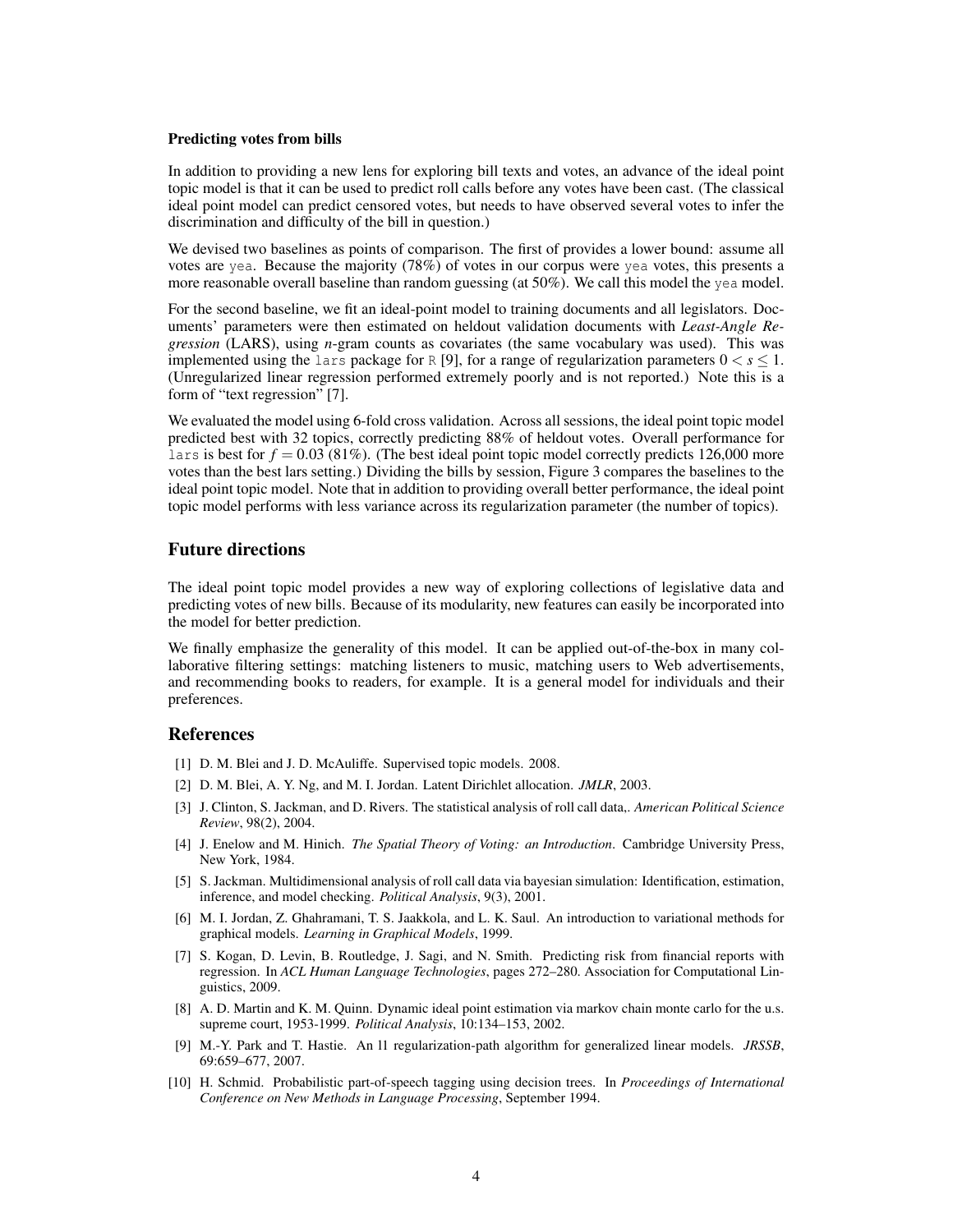**Predicting votes from bills**

In addition to providing a new lens for exploring bill texts and votes, an advance of the ideal point topic model is that it can be used to predict roll calls before any votes have been cast. (The classical ideal point model can predict censored votes, but needs to have observed several votes to infer the discrimination and difficulty of the bill in question.)

We devised two baselines as points of comparison. The first of provides a lower bound: assume all votes are `yea`. Because the majority (78%) of votes in our corpus were `yea` votes, this presents a more reasonable overall baseline than random guessing (at 50%). We call this model the `yea` model.

For the second baseline, we fit an ideal-point model to training documents and all legislators. Documents' parameters were then estimated on heldout validation documents with ***Least-Angle Regression*** (LARS), using *n*-gram counts as covariates (the same vocabulary was used). This was implemented using the `lars` package for `R` [9], for a range of regularization parameters $0 < s \leq 1$. (Unregularized linear regression performed extremely poorly and is not reported.) Note this is a form of "text regression" [7].

We evaluated the model using 6-fold cross validation. Across all sessions, the ideal point topic model predicted best with 32 topics, correctly predicting 88% of heldout votes. Overall performance for `lars` is best for $f = 0.03$ (81%). (The best ideal point topic model correctly predicts 126,000 more votes than the best lars setting.) Dividing the bills by session, Figure 3 compares the baselines to the ideal point topic model. Note that in addition to providing overall better performance, the ideal point topic model performs with less variance across its regularization parameter (the number of topics).

## Future directions

The ideal point topic model provides a new way of exploring collections of legislative data and predicting votes of new bills. Because of its modularity, new features can easily be incorporated into the model for better prediction.

We finally emphasize the generality of this model. It can be applied out-of-the-box in many collaborative filtering settings: matching listeners to music, matching users to Web advertisements, and recommending books to readers, for example. It is a general model for individuals and their preferences.

## References

[1] D. M. Blei and J. D. McAuliffe. Supervised topic models. 2008.

[2] D. M. Blei, A. Y. Ng, and M. I. Jordan. Latent Dirichlet allocation. *JMLR*, 2003.

[3] J. Clinton, S. Jackman, and D. Rivers. The statistical analysis of roll call data,. *American Political Science Review*, 98(2), 2004.

[4] J. Enelow and M. Hinich. *The Spatial Theory of Voting: an Introduction*. Cambridge University Press, New York, 1984.

[5] S. Jackman. Multidimensional analysis of roll call data via bayesian simulation: Identification, estimation, inference, and model checking. *Political Analysis*, 9(3), 2001.

[6] M. I. Jordan, Z. Ghahramani, T. S. Jaakkola, and L. K. Saul. An introduction to variational methods for graphical models. *Learning in Graphical Models*, 1999.

[7] S. Kogan, D. Levin, B. Routledge, J. Sagi, and N. Smith. Predicting risk from financial reports with regression. In *ACL Human Language Technologies*, pages 272–280. Association for Computational Linguistics, 2009.

[8] A. D. Martin and K. M. Quinn. Dynamic ideal point estimation via markov chain monte carlo for the u.s. supreme court, 1953-1999. *Political Analysis*, 10:134–153, 2002.

[9] M.-Y. Park and T. Hastie. An l1 regularization-path algorithm for generalized linear models. *JRSSB*, 69:659–677, 2007.

[10] H. Schmid. Probabilistic part-of-speech tagging using decision trees. In *Proceedings of International Conference on New Methods in Language Processing*, September 1994.